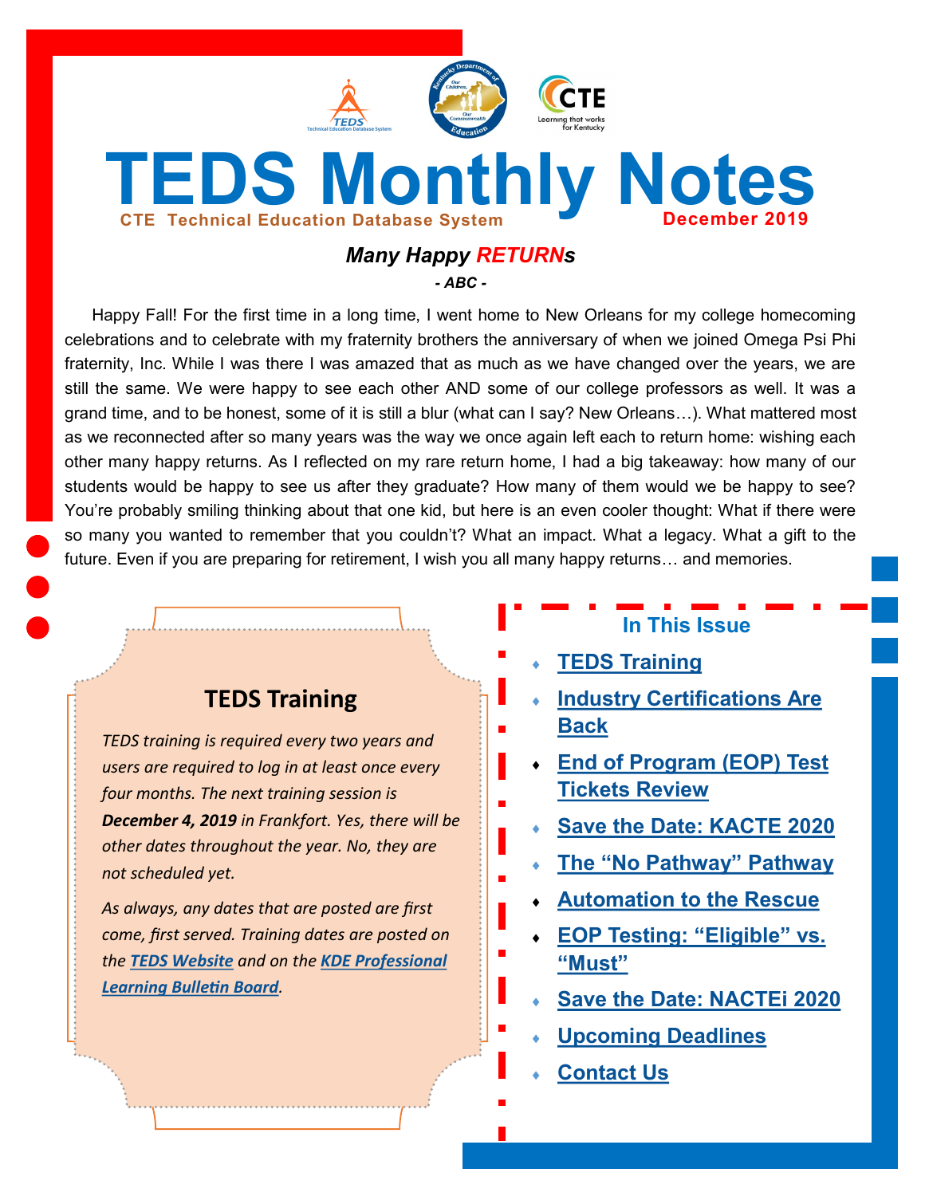# TEDS Monthly Notes

**CTE Technical Education Database System**

**December 2019**

## *Many Happy RETURNs*

*- ABC -*

Happy Fall! For the first time in a long time, I went home to New Orleans for my college homecoming celebrations and to celebrate with my fraternity brothers the anniversary of when we joined Omega Psi Phi fraternity, Inc. While I was there I was amazed that as much as we have changed over the years, we are still the same. We were happy to see each other AND some of our college professors as well. It was a grand time, and to be honest, some of it is still a blur (what can I say? New Orleans…). What mattered most as we reconnected after so many years was the way we once again left each to return home: wishing each other many happy returns. As I reflected on my rare return home, I had a big takeaway: how many of our students would be happy to see us after they graduate? How many of them would we be happy to see? You're probably smiling thinking about that one kid, but here is an even cooler thought: What if there were so many you wanted to remember that you couldn't? What an impact. What a legacy. What a gift to the future. Even if you are preparing for retirement, I wish you all many happy returns… and memories.

## TEDS Training

*TEDS training is required every two years and users are required to log in at least once every four months. The next training session is **December 4, 2019** in Frankfort. Yes, there will be other dates throughout the year. No, they are not scheduled yet.*

*As always, any dates that are posted are first come, first served. Training dates are posted on the **TEDS Website** and on the **KDE Professional Learning Bulletin Board**.*

### In This Issue

- TEDS Training
- Industry Certifications Are Back
- End of Program (EOP) Test Tickets Review
- Save the Date: KACTE 2020
- The "No Pathway" Pathway
- Automation to the Rescue
- EOP Testing: "Eligible" vs. "Must"
- Save the Date: NACTEi 2020
- Upcoming Deadlines
- Contact Us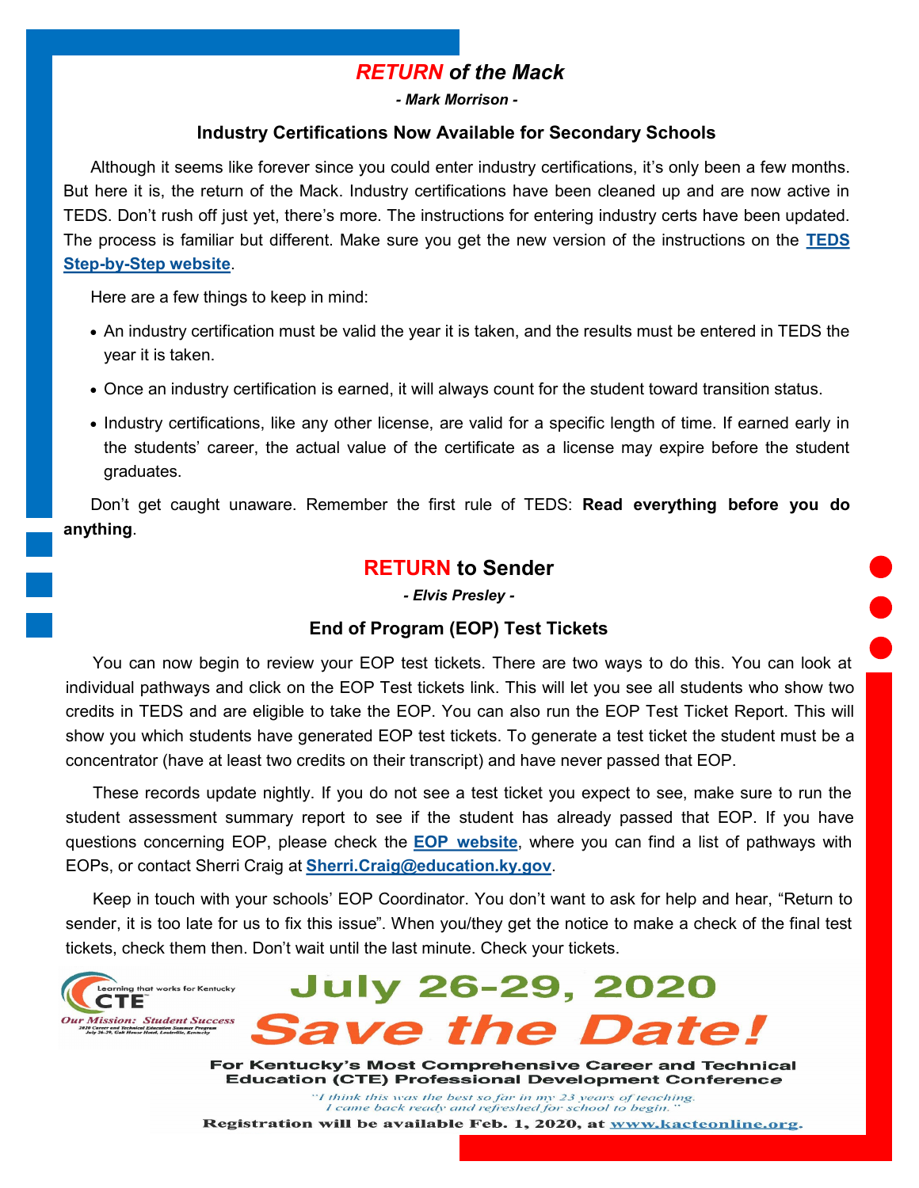## *RETURN of the Mack*

***- Mark Morrison -***

### Industry Certifications Now Available for Secondary Schools

Although it seems like forever since you could enter industry certifications, it's only been a few months. But here it is, the return of the Mack. Industry certifications have been cleaned up and are now active in TEDS. Don't rush off just yet, there's more. The instructions for entering industry certs have been updated. The process is familiar but different. Make sure you get the new version of the instructions on the **TEDS Step-by-Step website**.

Here are a few things to keep in mind:

- An industry certification must be valid the year it is taken, and the results must be entered in TEDS the year it is taken.
- Once an industry certification is earned, it will always count for the student toward transition status.
- Industry certifications, like any other license, are valid for a specific length of time. If earned early in the students' career, the actual value of the certificate as a license may expire before the student graduates.

Don't get caught unaware. Remember the first rule of TEDS: **Read everything before you do anything**.

## RETURN to Sender

***- Elvis Presley -***

### End of Program (EOP) Test Tickets

You can now begin to review your EOP test tickets. There are two ways to do this. You can look at individual pathways and click on the EOP Test tickets link. This will let you see all students who show two credits in TEDS and are eligible to take the EOP. You can also run the EOP Test Ticket Report. This will show you which students have generated EOP test tickets. To generate a test ticket the student must be a concentrator (have at least two credits on their transcript) and have never passed that EOP.

These records update nightly. If you do not see a test ticket you expect to see, make sure to run the student assessment summary report to see if the student has already passed that EOP. If you have questions concerning EOP, please check the **EOP website**, where you can find a list of pathways with EOPs, or contact Sherri Craig at **Sherri.Craig@education.ky.gov**.

Keep in touch with your schools' EOP Coordinator. You don't want to ask for help and hear, "Return to sender, it is too late for us to fix this issue". When you/they get the notice to make a check of the final test tickets, check them then. Don't wait until the last minute. Check your tickets.

Learning that works for Kentucky CTE
*Our Mission: Student Success*
2020 Career and Technical Education Summer Program
July 26-29, Galt House Hotel, Louisville, Kentucky

# July 26-29, 2020

# Save the Date!

**For Kentucky's Most Comprehensive Career and Technical Education (CTE) Professional Development Conference**

*"I think this was the best so far in my 23 years of teaching. I came back ready and refreshed for school to begin."*

**Registration will be available Feb. 1, 2020, at www.kacteonline.org.**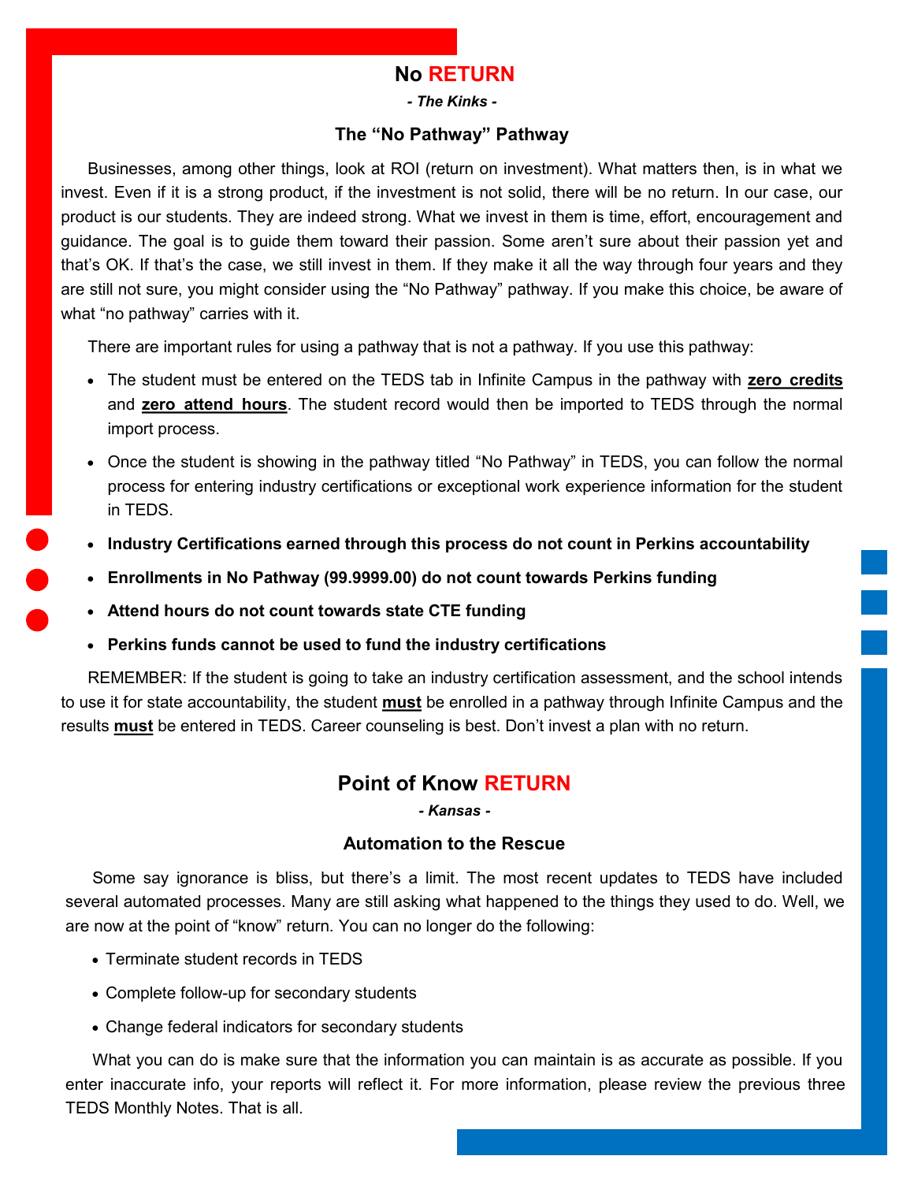## No **RETURN**

***- The Kinks -***

### The "No Pathway" Pathway

Businesses, among other things, look at ROI (return on investment). What matters then, is in what we invest. Even if it is a strong product, if the investment is not solid, there will be no return. In our case, our product is our students. They are indeed strong. What we invest in them is time, effort, encouragement and guidance. The goal is to guide them toward their passion. Some aren't sure about their passion yet and that's OK. If that's the case, we still invest in them. If they make it all the way through four years and they are still not sure, you might consider using the "No Pathway" pathway. If you make this choice, be aware of what "no pathway" carries with it.

There are important rules for using a pathway that is not a pathway. If you use this pathway:

- The student must be entered on the TEDS tab in Infinite Campus in the pathway with **zero credits** and **zero attend hours**. The student record would then be imported to TEDS through the normal import process.
- Once the student is showing in the pathway titled "No Pathway" in TEDS, you can follow the normal process for entering industry certifications or exceptional work experience information for the student in TEDS.
- **Industry Certifications earned through this process do not count in Perkins accountability**
- **Enrollments in No Pathway (99.9999.00) do not count towards Perkins funding**
- **Attend hours do not count towards state CTE funding**
- **Perkins funds cannot be used to fund the industry certifications**

REMEMBER: If the student is going to take an industry certification assessment, and the school intends to use it for state accountability, the student **must** be enrolled in a pathway through Infinite Campus and the results **must** be entered in TEDS. Career counseling is best. Don't invest a plan with no return.

## Point of Know **RETURN**

***- Kansas -***

### Automation to the Rescue

Some say ignorance is bliss, but there's a limit. The most recent updates to TEDS have included several automated processes. Many are still asking what happened to the things they used to do. Well, we are now at the point of "know" return. You can no longer do the following:

- Terminate student records in TEDS
- Complete follow-up for secondary students
- Change federal indicators for secondary students

What you can do is make sure that the information you can maintain is as accurate as possible. If you enter inaccurate info, your reports will reflect it. For more information, please review the previous three TEDS Monthly Notes. That is all.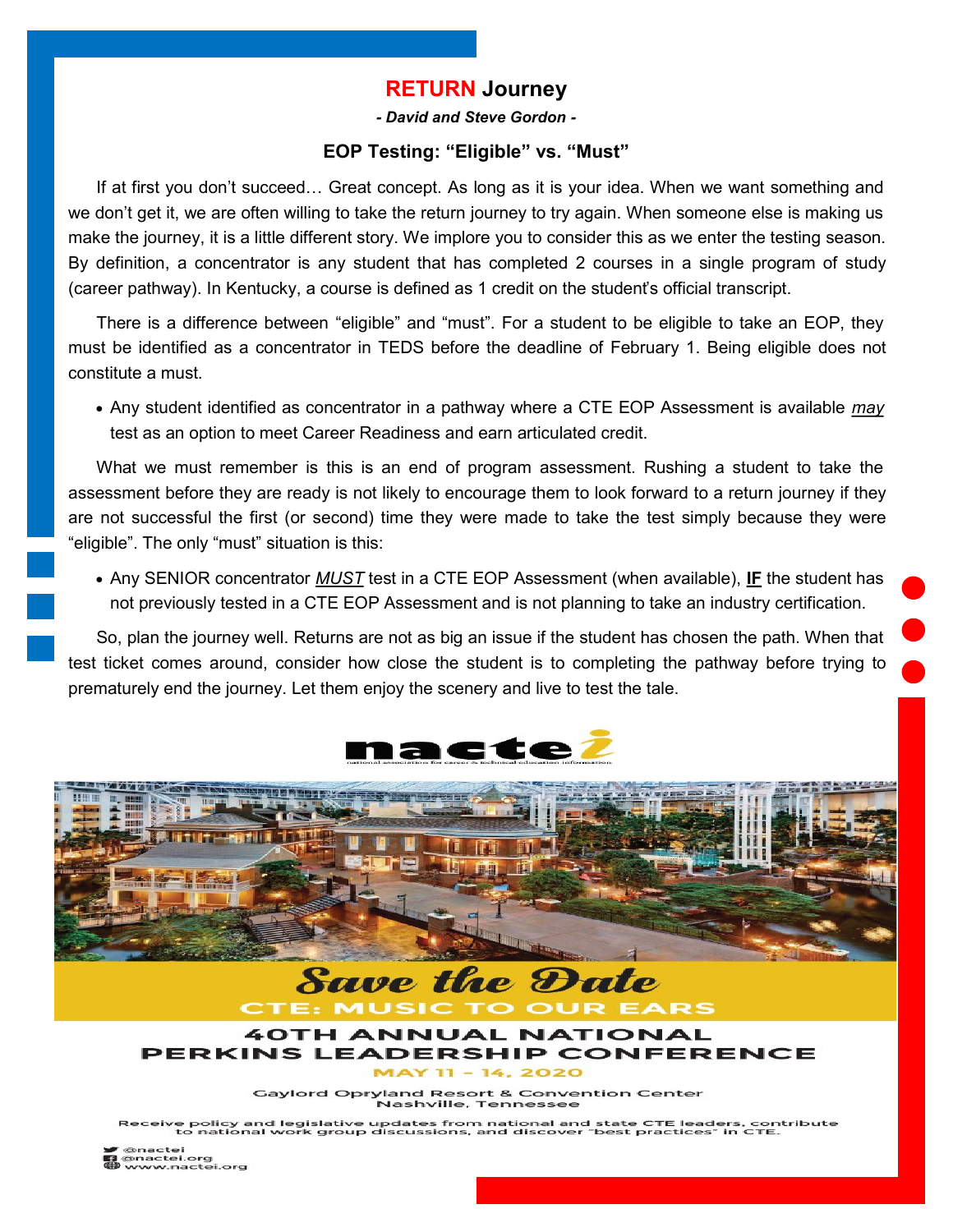# RETURN Journey

*- David and Steve Gordon -*

## EOP Testing: "Eligible" vs. "Must"

If at first you don't succeed… Great concept. As long as it is your idea. When we want something and we don't get it, we are often willing to take the return journey to try again. When someone else is making us make the journey, it is a little different story. We implore you to consider this as we enter the testing season. By definition, a concentrator is any student that has completed 2 courses in a single program of study (career pathway). In Kentucky, a course is defined as 1 credit on the student's official transcript.

There is a difference between "eligible" and "must". For a student to be eligible to take an EOP, they must be identified as a concentrator in TEDS before the deadline of February 1. Being eligible does not constitute a must.

- Any student identified as concentrator in a pathway where a CTE EOP Assessment is available *may* test as an option to meet Career Readiness and earn articulated credit.

What we must remember is this is an end of program assessment. Rushing a student to take the assessment before they are ready is not likely to encourage them to look forward to a return journey if they are not successful the first (or second) time they were made to take the test simply because they were "eligible". The only "must" situation is this:

- Any SENIOR concentrator ***MUST*** test in a CTE EOP Assessment (when available), **IF** the student has not previously tested in a CTE EOP Assessment and is not planning to take an industry certification.

So, plan the journey well. Returns are not as big an issue if the student has chosen the path. When that test ticket comes around, consider how close the student is to completing the pathway before trying to prematurely end the journey. Let them enjoy the scenery and live to test the tale.

nactei

national association for career & technical education information

*Save the Date*

CTE: MUSIC TO OUR EARS

40TH ANNUAL NATIONAL PERKINS LEADERSHIP CONFERENCE

MAY 11 – 14, 2020

Gaylord Opryland Resort & Convention Center
Nashville, Tennessee

Receive policy and legislative updates from national and state CTE leaders, contribute to national work group discussions, and discover "best practices" in CTE.

@nactei
@nactei.org
www.nactei.org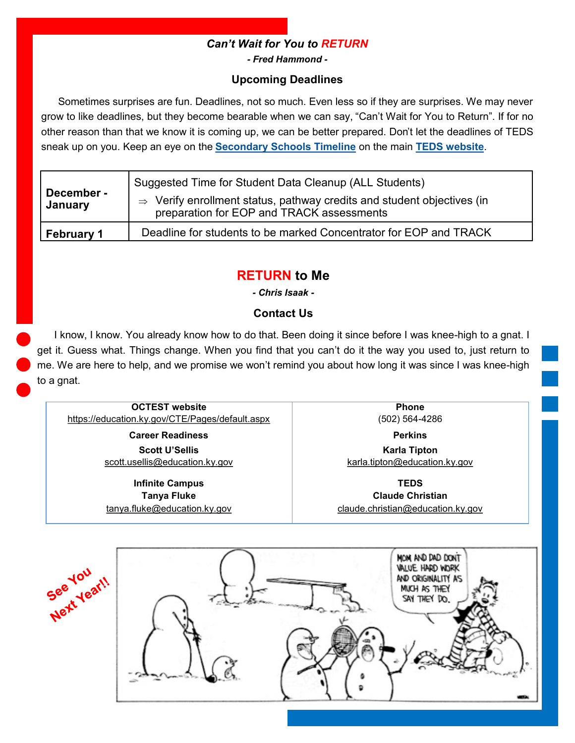***Can't Wait for You to RETURN***

***- Fred Hammond -***

### Upcoming Deadlines

Sometimes surprises are fun. Deadlines, not so much. Even less so if they are surprises. We may never grow to like deadlines, but they become bearable when we can say, "Can't Wait for You to Return". If for no other reason than that we know it is coming up, we can be better prepared. Don't let the deadlines of TEDS sneak up on you. Keep an eye on the **Secondary Schools Timeline** on the main **TEDS website**.

| | |
|---|---|
| **December - January** | Suggested Time for Student Data Cleanup (ALL Students)<br>⇒ Verify enrollment status, pathway credits and student objectives (in preparation for EOP and TRACK assessments |
| **February 1** | Deadline for students to be marked Concentrator for EOP and TRACK |

## RETURN to Me

***- Chris Isaak -***

### Contact Us

I know, I know. You already know how to do that. Been doing it since before I was knee-high to a gnat. I get it. Guess what. Things change. When you find that you can't do it the way you used to, just return to me. We are here to help, and we promise we won't remind you about how long it was since I was knee-high to a gnat.

| | |
|---|---|
| **OCTEST website**<br>https://education.ky.gov/CTE/Pages/default.aspx | **Phone**<br>(502) 564-4286 |
| **Career Readiness**<br>**Scott U'Sellis**<br>scott.usellis@education.ky.gov | **Perkins**<br>**Karla Tipton**<br>karla.tipton@education.ky.gov |
| **Infinite Campus**<br>**Tanya Fluke**<br>tanya.fluke@education.ky.gov | **TEDS**<br>**Claude Christian**<br>claude.christian@education.ky.gov |

See You Next Year!!